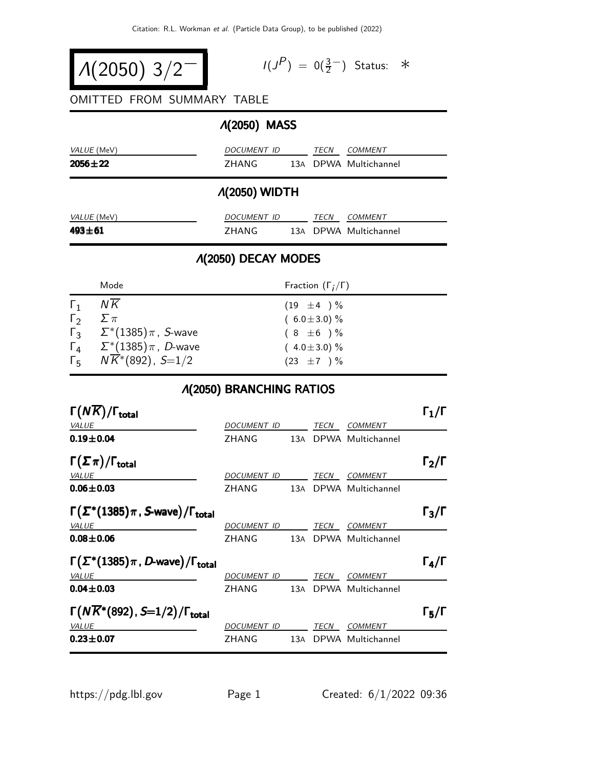Citation: R.L. Workman *et al.* (Particle Data Group), to be published (2022)

# $\Lambda(2050)\ 3/2^-$

$I(J^P) = 0(\frac{3}{2}^-)$ Status: $*$

OMITTED FROM SUMMARY TABLE

## $\Lambda$(2050) MASS

| *VALUE* (MeV) | *DOCUMENT ID* | | *TECN* | *COMMENT* |
|---|---|---|---|---|
| **2056±22** | ZHANG | 13A | DPWA | Multichannel |

## $\Lambda$(2050) WIDTH

| *VALUE* (MeV) | *DOCUMENT ID* | | *TECN* | *COMMENT* |
|---|---|---|---|---|
| **493±61** | ZHANG | 13A | DPWA | Multichannel |

## $\Lambda$(2050) DECAY MODES

| | Mode | Fraction ($\Gamma_i/\Gamma$) |
|---|---|---|
| $\Gamma_1$ | $N\overline{K}$ | (19 ±4 ) % |
| $\Gamma_2$ | $\Sigma\pi$ | ( 6.0±3.0) % |
| $\Gamma_3$ | $\Sigma^*(1385)\pi$, *S*-wave | ( 8 ±6 ) % |
| $\Gamma_4$ | $\Sigma^*(1385)\pi$, *D*-wave | ( 4.0±3.0) % |
| $\Gamma_5$ | $N\overline{K}^*(892)$, $S$=1/2 | (23 ±7 ) % |

## $\Lambda$(2050) BRANCHING RATIOS

**$\Gamma(N\overline{K})/\Gamma_{\text{total}}$** $\Gamma_1/\Gamma$

| *VALUE* | *DOCUMENT ID* | | *TECN* | *COMMENT* |
|---|---|---|---|---|
| **0.19±0.04** | ZHANG | 13A | DPWA | Multichannel |

**$\Gamma(\Sigma\pi)/\Gamma_{\text{total}}$** $\Gamma_2/\Gamma$

| *VALUE* | *DOCUMENT ID* | | *TECN* | *COMMENT* |
|---|---|---|---|---|
| **0.06±0.03** | ZHANG | 13A | DPWA | Multichannel |

**$\Gamma(\Sigma^*(1385)\pi$, *S*-wave$)/\Gamma_{\text{total}}$** $\Gamma_3/\Gamma$

| *VALUE* | *DOCUMENT ID* | | *TECN* | *COMMENT* |
|---|---|---|---|---|
| **0.08±0.06** | ZHANG | 13A | DPWA | Multichannel |

**$\Gamma(\Sigma^*(1385)\pi$, *D*-wave$)/\Gamma_{\text{total}}$** $\Gamma_4/\Gamma$

| *VALUE* | *DOCUMENT ID* | | *TECN* | *COMMENT* |
|---|---|---|---|---|
| **0.04±0.03** | ZHANG | 13A | DPWA | Multichannel |

**$\Gamma(N\overline{K}^*(892)$, $S$=1/2$)/\Gamma_{\text{total}}$** $\Gamma_5/\Gamma$

| *VALUE* | *DOCUMENT ID* | | *TECN* | *COMMENT* |
|---|---|---|---|---|
| **0.23±0.07** | ZHANG | 13A | DPWA | Multichannel |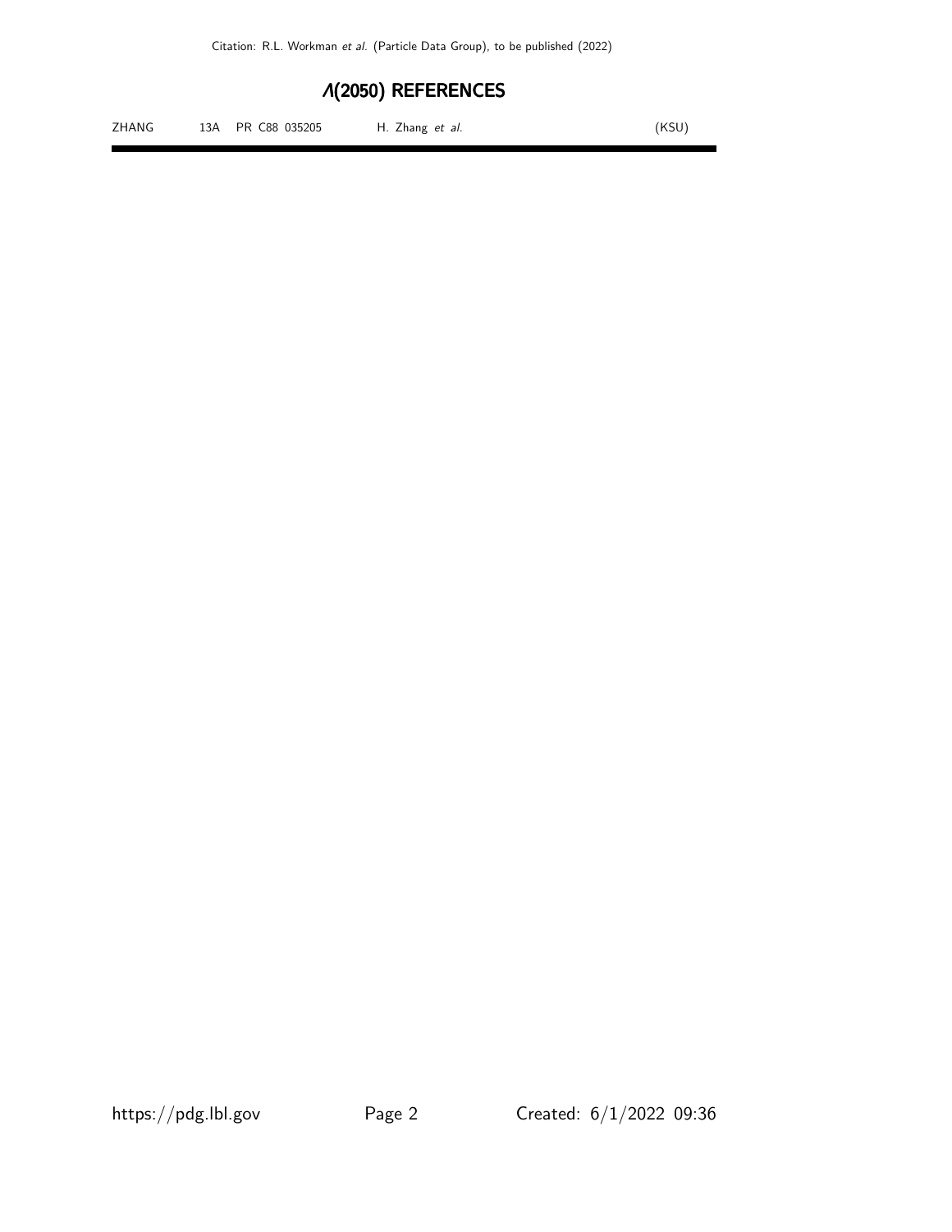## Λ(2050) REFERENCES

| | | | | |
|---|---|---|---|---|
| ZHANG | 13A | PR C88 035205 | H. Zhang *et al.* | (KSU) |